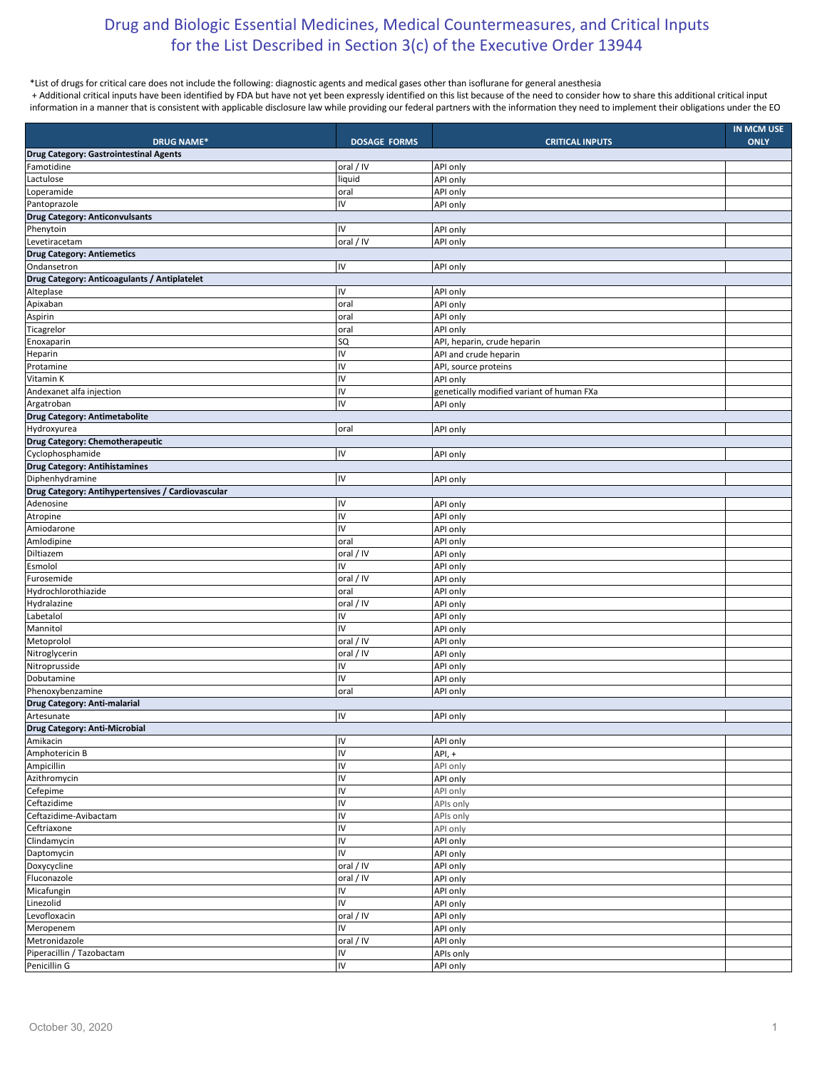# Drug and Biologic Essential Medicines, Medical Countermeasures, and Critical Inputs for the List Described in Section 3(c) of the Executive Order 13944

*List of drugs for critical care does not include the following: diagnostic agents and medical gases other than isoflurane for general anesthesia

+ Additional critical inputs have been identified by FDA but have not yet been expressly identified on this list because of the need to consider how to share this additional critical input information in a manner that is consistent with applicable disclosure law while providing our federal partners with the information they need to implement their obligations under the EO

| DRUG NAME* | DOSAGE FORMS | CRITICAL INPUTS | IN MCM USE ONLY |
|---|---|---|---|
| **Drug Category: Gastrointestinal Agents** | | | |
| Famotidine | oral / IV | API only | |
| Lactulose | liquid | API only | |
| Loperamide | oral | API only | |
| Pantoprazole | IV | API only | |
| **Drug Category: Anticonvulsants** | | | |
| Phenytoin | IV | API only | |
| Levetiracetam | oral / IV | API only | |
| **Drug Category: Antiemetics** | | | |
| Ondansetron | IV | API only | |
| **Drug Category: Anticoagulants / Antiplatelet** | | | |
| Alteplase | IV | API only | |
| Apixaban | oral | API only | |
| Aspirin | oral | API only | |
| Ticagrelor | oral | API only | |
| Enoxaparin | SQ | API, heparin, crude heparin | |
| Heparin | IV | API and crude heparin | |
| Protamine | IV | API, source proteins | |
| Vitamin K | IV | API only | |
| Andexanet alfa injection | IV | genetically modified variant of human FXa | |
| Argatroban | IV | API only | |
| **Drug Category: Antimetabolite** | | | |
| Hydroxyurea | oral | API only | |
| **Drug Category: Chemotherapeutic** | | | |
| Cyclophosphamide | IV | API only | |
| **Drug Category: Antihistamines** | | | |
| Diphenhydramine | IV | API only | |
| **Drug Category: Antihypertensives / Cardiovascular** | | | |
| Adenosine | IV | API only | |
| Atropine | IV | API only | |
| Amiodarone | IV | API only | |
| Amlodipine | oral | API only | |
| Diltiazem | oral / IV | API only | |
| Esmolol | IV | API only | |
| Furosemide | oral / IV | API only | |
| Hydrochlorothiazide | oral | API only | |
| Hydralazine | oral / IV | API only | |
| Labetalol | IV | API only | |
| Mannitol | IV | API only | |
| Metoprolol | oral / IV | API only | |
| Nitroglycerin | oral / IV | API only | |
| Nitroprusside | IV | API only | |
| Dobutamine | IV | API only | |
| Phenoxybenzamine | oral | API only | |
| **Drug Category: Anti-malarial** | | | |
| Artesunate | IV | API only | |
| **Drug Category: Anti-Microbial** | | | |
| Amikacin | IV | API only | |
| Amphotericin B | IV | API, + | |
| Ampicillin | IV | API only | |
| Azithromycin | IV | API only | |
| Cefepime | IV | API only | |
| Ceftazidime | IV | APIs only | |
| Ceftazidime-Avibactam | IV | APIs only | |
| Ceftriaxone | IV | API only | |
| Clindamycin | IV | API only | |
| Daptomycin | IV | API only | |
| Doxycycline | oral / IV | API only | |
| Fluconazole | oral / IV | API only | |
| Micafungin | IV | API only | |
| Linezolid | IV | API only | |
| Levofloxacin | oral / IV | API only | |
| Meropenem | IV | API only | |
| Metronidazole | oral / IV | API only | |
| Piperacillin / Tazobactam | IV | APIs only | |
| Penicillin G | IV | API only | |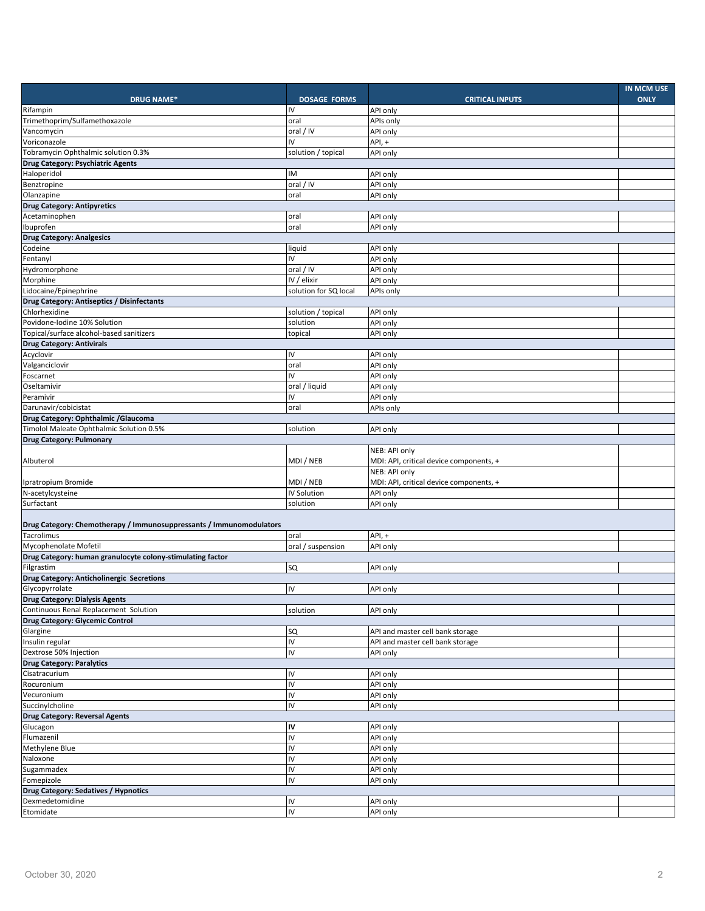| DRUG NAME* | DOSAGE FORMS | CRITICAL INPUTS | IN MCM USE ONLY |
|---|---|---|---|
| Rifampin | IV | API only | |
| Trimethoprim/Sulfamethoxazole | oral | APIs only | |
| Vancomycin | oral / IV | API only | |
| Voriconazole | IV | API, + | |
| Tobramycin Ophthalmic solution 0.3% | solution / topical | API only | |
| **Drug Category: Psychiatric Agents** | | | |
| Haloperidol | IM | API only | |
| Benztropine | oral / IV | API only | |
| Olanzapine | oral | API only | |
| **Drug Category: Antipyretics** | | | |
| Acetaminophen | oral | API only | |
| Ibuprofen | oral | API only | |
| **Drug Category: Analgesics** | | | |
| Codeine | liquid | API only | |
| Fentanyl | IV | API only | |
| Hydromorphone | oral / IV | API only | |
| Morphine | IV / elixir | API only | |
| Lidocaine/Epinephrine | solution for SQ local | APIs only | |
| **Drug Category: Antiseptics / Disinfectants** | | | |
| Chlorhexidine | solution / topical | API only | |
| Povidone-Iodine 10% Solution | solution | API only | |
| Topical/surface alcohol-based sanitizers | topical | API only | |
| **Drug Category: Antivirals** | | | |
| Acyclovir | IV | API only | |
| Valganciclovir | oral | API only | |
| Foscarnet | IV | API only | |
| Oseltamivir | oral / liquid | API only | |
| Peramivir | IV | API only | |
| Darunavir/cobicistat | oral | APIs only | |
| **Drug Category: Ophthalmic /Glaucoma** | | | |
| Timolol Maleate Ophthalmic Solution 0.5% | solution | API only | |
| **Drug Category: Pulmonary** | | | |
| Albuterol | MDI / NEB | NEB: API only<br>MDI: API, critical device components, + | |
| Ipratropium Bromide | MDI / NEB | NEB: API only<br>MDI: API, critical device components, + | |
| N-acetylcysteine | IV Solution | API only | |
| Surfactant | solution | API only | |
| **Drug Category: Chemotherapy / Immunosuppressants / Immunomodulators** | | | |
| Tacrolimus | oral | API, + | |
| Mycophenolate Mofetil | oral / suspension | API only | |
| **Drug Category: human granulocyte colony-stimulating factor** | | | |
| Filgrastim | SQ | API only | |
| **Drug Category: Anticholinergic Secretions** | | | |
| Glycopyrrolate | IV | API only | |
| **Drug Category: Dialysis Agents** | | | |
| Continuous Renal Replacement Solution | solution | API only | |
| **Drug Category: Glycemic Control** | | | |
| Glargine | SQ | API and master cell bank storage | |
| Insulin regular | IV | API and master cell bank storage | |
| Dextrose 50% Injection | IV | API only | |
| **Drug Category: Paralytics** | | | |
| Cisatracurium | IV | API only | |
| Rocuronium | IV | API only | |
| Vecuronium | IV | API only | |
| Succinylcholine | IV | API only | |
| **Drug Category: Reversal Agents** | | | |
| Glucagon | **IV** | API only | |
| Flumazenil | IV | API only | |
| Methylene Blue | IV | API only | |
| Naloxone | IV | API only | |
| Sugammadex | IV | API only | |
| Fomepizole | IV | API only | |
| **Drug Category: Sedatives / Hypnotics** | | | |
| Dexmedetomidine | IV | API only | |
| Etomidate | IV | API only | |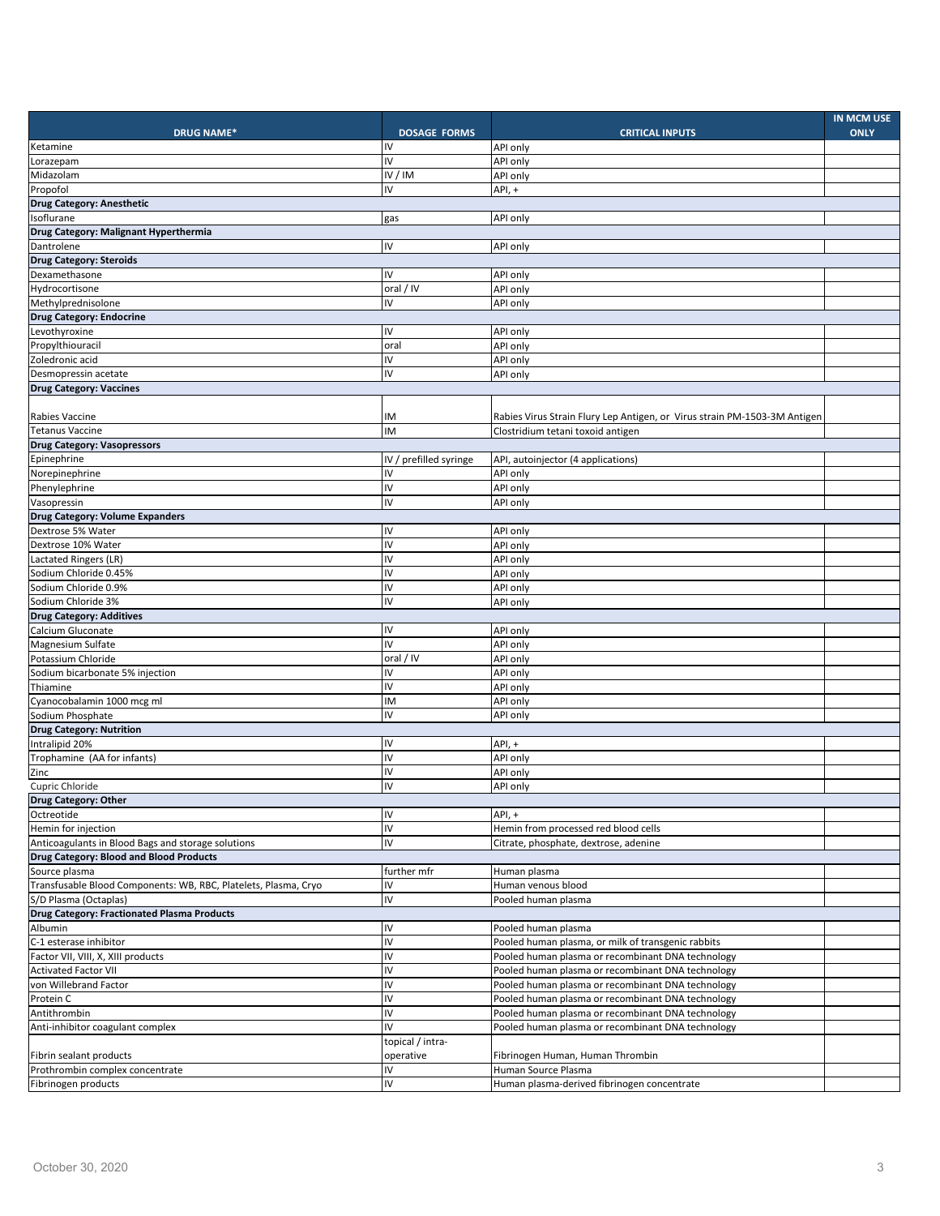| DRUG NAME* | DOSAGE FORMS | CRITICAL INPUTS | IN MCM USE ONLY |
|---|---|---|---|
| Ketamine | IV | API only | |
| Lorazepam | IV | API only | |
| Midazolam | IV / IM | API only | |
| Propofol | IV | API, + | |
| **Drug Category: Anesthetic** | | | |
| Isoflurane | gas | API only | |
| **Drug Category: Malignant Hyperthermia** | | | |
| Dantrolene | IV | API only | |
| **Drug Category: Steroids** | | | |
| Dexamethasone | IV | API only | |
| Hydrocortisone | oral / IV | API only | |
| Methylprednisolone | IV | API only | |
| **Drug Category: Endocrine** | | | |
| Levothyroxine | IV | API only | |
| Propylthiouracil | oral | API only | |
| Zoledronic acid | IV | API only | |
| Desmopressin acetate | IV | API only | |
| **Drug Category: Vaccines** | | | |
| Rabies Vaccine | IM | Rabies Virus Strain Flury Lep Antigen, or Virus strain PM-1503-3M Antigen | |
| Tetanus Vaccine | IM | Clostridium tetani toxoid antigen | |
| **Drug Category: Vasopressors** | | | |
| Epinephrine | IV / prefilled syringe | API, autoinjector (4 applications) | |
| Norepinephrine | IV | API only | |
| Phenylephrine | IV | API only | |
| Vasopressin | IV | API only | |
| **Drug Category: Volume Expanders** | | | |
| Dextrose 5% Water | IV | API only | |
| Dextrose 10% Water | IV | API only | |
| Lactated Ringers (LR) | IV | API only | |
| Sodium Chloride 0.45% | IV | API only | |
| Sodium Chloride 0.9% | IV | API only | |
| Sodium Chloride 3% | IV | API only | |
| **Drug Category: Additives** | | | |
| Calcium Gluconate | IV | API only | |
| Magnesium Sulfate | IV | API only | |
| Potassium Chloride | oral / IV | API only | |
| Sodium bicarbonate 5% injection | IV | API only | |
| Thiamine | IV | API only | |
| Cyanocobalamin 1000 mcg ml | IM | API only | |
| Sodium Phosphate | IV | API only | |
| **Drug Category: Nutrition** | | | |
| Intralipid 20% | IV | API, + | |
| Trophamine (AA for infants) | IV | API only | |
| Zinc | IV | API only | |
| Cupric Chloride | IV | API only | |
| **Drug Category: Other** | | | |
| Octreotide | IV | API, + | |
| Hemin for injection | IV | Hemin from processed red blood cells | |
| Anticoagulants in Blood Bags and storage solutions | IV | Citrate, phosphate, dextrose, adenine | |
| **Drug Category: Blood and Blood Products** | | | |
| Source plasma | further mfr | Human plasma | |
| Transfusable Blood Components: WB, RBC, Platelets, Plasma, Cryo | IV | Human venous blood | |
| S/D Plasma (Octaplas) | IV | Pooled human plasma | |
| **Drug Category: Fractionated Plasma Products** | | | |
| Albumin | IV | Pooled human plasma | |
| C-1 esterase inhibitor | IV | Pooled human plasma, or milk of transgenic rabbits | |
| Factor VII, VIII, X, XIII products | IV | Pooled human plasma or recombinant DNA technology | |
| Activated Factor VII | IV | Pooled human plasma or recombinant DNA technology | |
| von Willebrand Factor | IV | Pooled human plasma or recombinant DNA technology | |
| Protein C | IV | Pooled human plasma or recombinant DNA technology | |
| Antithrombin | IV | Pooled human plasma or recombinant DNA technology | |
| Anti-inhibitor coagulant complex | IV | Pooled human plasma or recombinant DNA technology | |
| Fibrin sealant products | topical / intra-operative | Fibrinogen Human, Human Thrombin | |
| Prothrombin complex concentrate | IV | Human Source Plasma | |
| Fibrinogen products | IV | Human plasma-derived fibrinogen concentrate | |

October 30, 2020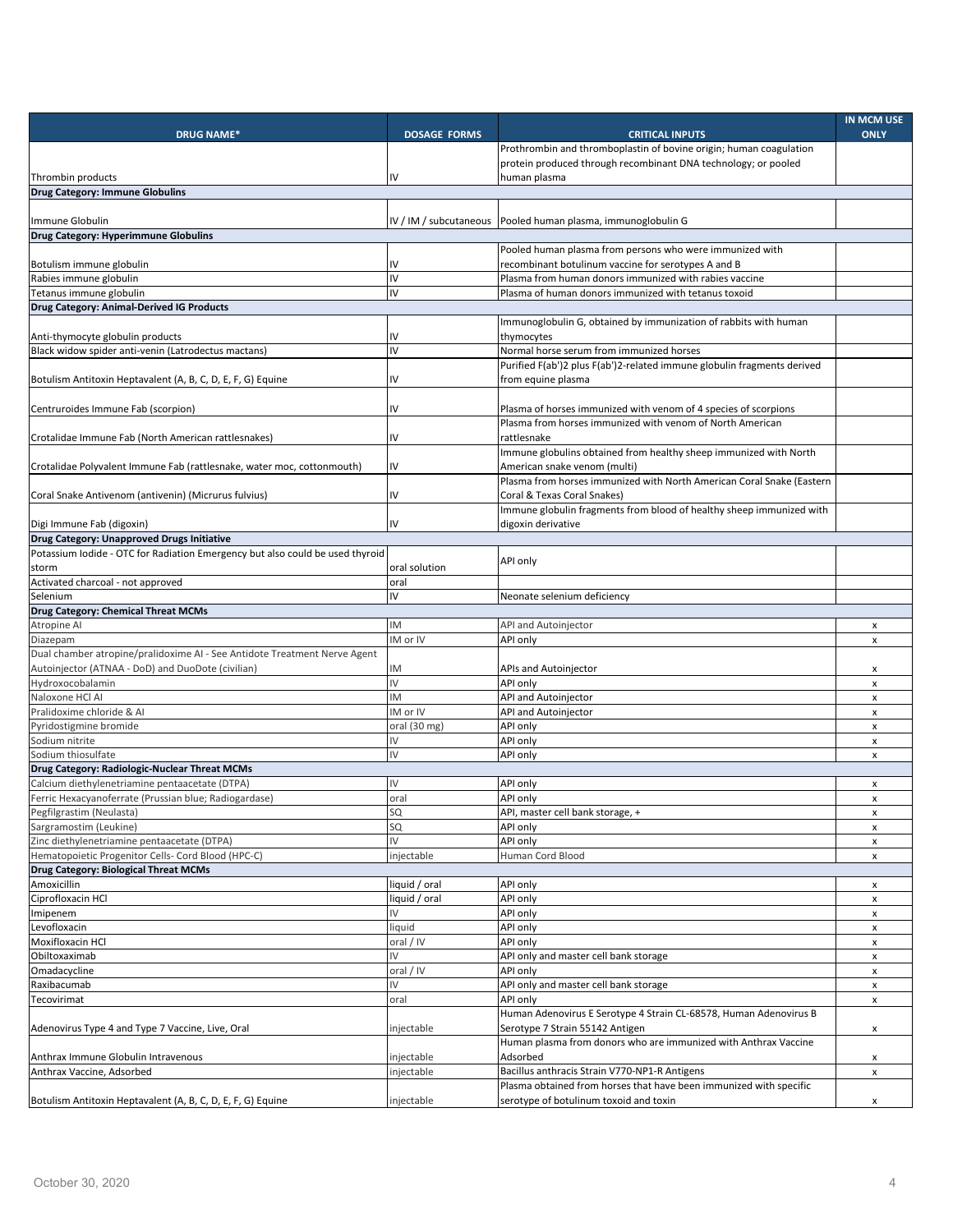| DRUG NAME* | DOSAGE FORMS | CRITICAL INPUTS | IN MCM USE ONLY |
|---|---|---|---|
| Thrombin products | IV | Prothrombin and thromboplastin of bovine origin; human coagulation protein produced through recombinant DNA technology; or pooled human plasma | |
| **Drug Category: Immune Globulins** | | | |
| Immune Globulin | IV / IM / subcutaneous | Pooled human plasma, immunoglobulin G | |
| **Drug Category: Hyperimmune Globulins** | | | |
| Botulism immune globulin | IV | Pooled human plasma from persons who were immunized with recombinant botulinum vaccine for serotypes A and B | |
| Rabies immune globulin | IV | Plasma from human donors immunized with rabies vaccine | |
| Tetanus immune globulin | IV | Plasma of human donors immunized with tetanus toxoid | |
| **Drug Category: Animal-Derived IG Products** | | | |
| Anti-thymocyte globulin products | IV | Immunoglobulin G, obtained by immunization of rabbits with human thymocytes | |
| Black widow spider anti-venin (Latrodectus mactans) | IV | Normal horse serum from immunized horses | |
| Botulism Antitoxin Heptavalent (A, B, C, D, E, F, G) Equine | IV | Purified F(ab')2 plus F(ab')2-related immune globulin fragments derived from equine plasma | |
| Centruroides Immune Fab (scorpion) | IV | Plasma of horses immunized with venom of 4 species of scorpions | |
| Crotalidae Immune Fab (North American rattlesnakes) | IV | Plasma from horses immunized with venom of North American rattlesnake | |
| Crotalidae Polyvalent Immune Fab (rattlesnake, water moc, cottonmouth) | IV | Immune globulins obtained from healthy sheep immunized with North American snake venom (multi) | |
| Coral Snake Antivenom (antivenin) (Micrurus fulvius) | IV | Plasma from horses immunized with North American Coral Snake (Eastern Coral & Texas Coral Snakes) | |
| Digi Immune Fab (digoxin) | IV | Immune globulin fragments from blood of healthy sheep immunized with digoxin derivative | |
| **Drug Category: Unapproved Drugs Initiative** | | | |
| Potassium Iodide - OTC for Radiation Emergency but also could be used thyroid storm | oral solution | API only | |
| Activated charcoal - not approved | oral | | |
| Selenium | IV | Neonate selenium deficiency | |
| **Drug Category: Chemical Threat MCMs** | | | |
| Atropine AI | IM | API and Autoinjector | x |
| Diazepam | IM or IV | API only | x |
| Dual chamber atropine/pralidoxime AI - See Antidote Treatment Nerve Agent Autoinjector (ATNAA - DoD) and DuoDote (civilian) | IM | APIs and Autoinjector | x |
| Hydroxocobalamin | IV | API only | x |
| Naloxone HCl AI | IM | API and Autoinjector | x |
| Pralidoxime chloride & AI | IM or IV | API and Autoinjector | x |
| Pyridostigmine bromide | oral (30 mg) | API only | x |
| Sodium nitrite | IV | API only | x |
| Sodium thiosulfate | IV | API only | x |
| **Drug Category: Radiologic-Nuclear Threat MCMs** | | | |
| Calcium diethylenetriamine pentaacetate (DTPA) | IV | API only | x |
| Ferric Hexacyanoferrate (Prussian blue; Radiogardase) | oral | API only | x |
| Pegfilgrastim (Neulasta) | SQ | API, master cell bank storage, + | x |
| Sargramostim (Leukine) | SQ | API only | x |
| Zinc diethylenetriamine pentaacetate (DTPA) | IV | API only | x |
| Hematopoietic Progenitor Cells- Cord Blood (HPC-C) | injectable | Human Cord Blood | x |
| **Drug Category: Biological Threat MCMs** | | | |
| Amoxicillin | liquid / oral | API only | x |
| Ciprofloxacin HCl | liquid / oral | API only | x |
| Imipenem | IV | API only | x |
| Levofloxacin | liquid | API only | x |
| Moxifloxacin HCl | oral / IV | API only | x |
| Obiltoxaximab | IV | API only and master cell bank storage | x |
| Omadacycline | oral / IV | API only | x |
| Raxibacumab | IV | API only and master cell bank storage | x |
| Tecovirimat | oral | API only | x |
| Adenovirus Type 4 and Type 7 Vaccine, Live, Oral | injectable | Human Adenovirus E Serotype 4 Strain CL-68578, Human Adenovirus B Serotype 7 Strain 55142 Antigen | x |
| Anthrax Immune Globulin Intravenous | injectable | Human plasma from donors who are immunized with Anthrax Vaccine Adsorbed | x |
| Anthrax Vaccine, Adsorbed | injectable | Bacillus anthracis Strain V770-NP1-R Antigens | x |
| Botulism Antitoxin Heptavalent (A, B, C, D, E, F, G) Equine | injectable | Plasma obtained from horses that have been immunized with specific serotype of botulinum toxoid and toxin | x |

October 30, 2020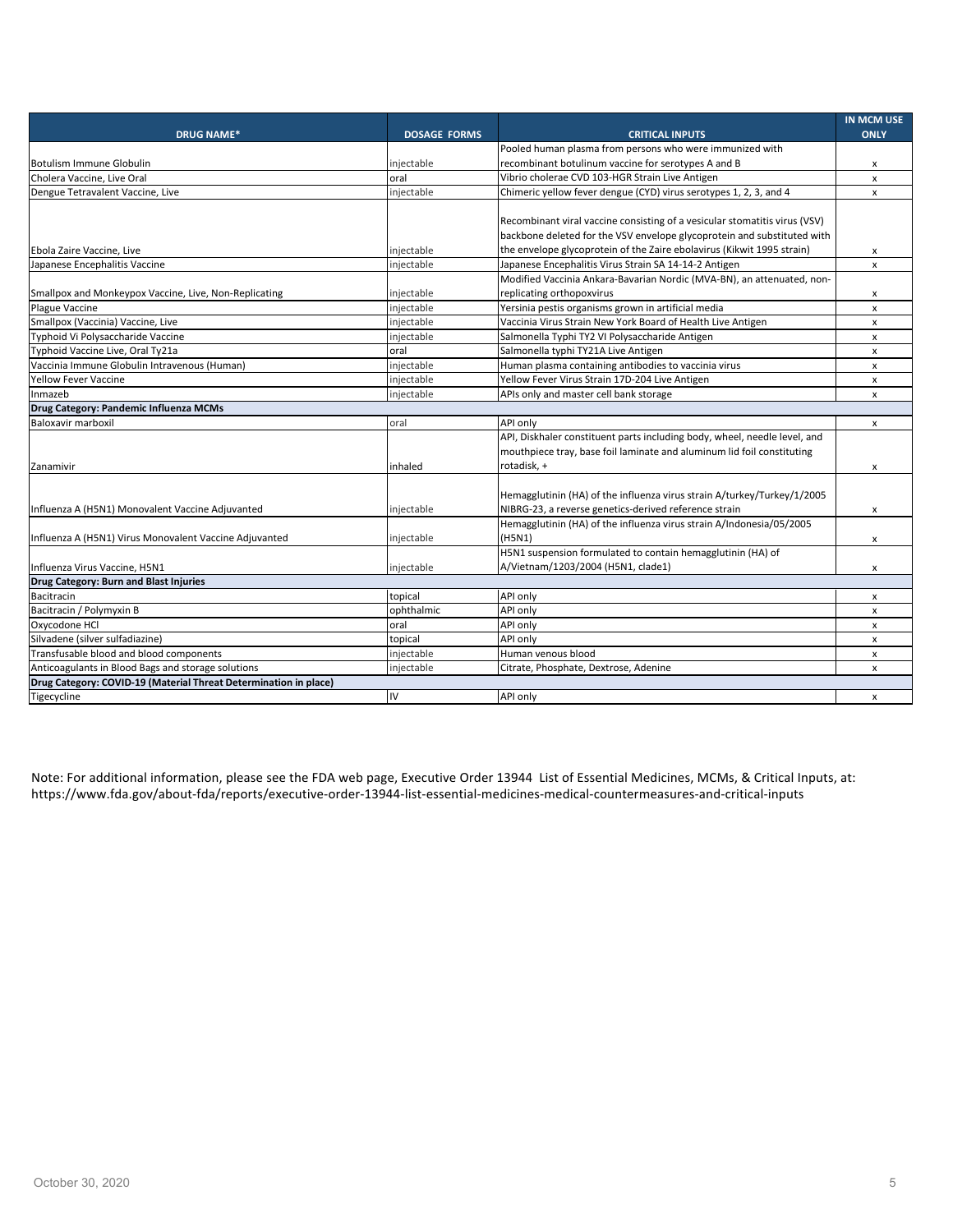| DRUG NAME* | DOSAGE FORMS | CRITICAL INPUTS | IN MCM USE ONLY |
|---|---|---|---|
| Botulism Immune Globulin | injectable | Pooled human plasma from persons who were immunized with recombinant botulinum vaccine for serotypes A and B | x |
| Cholera Vaccine, Live Oral | oral | Vibrio cholerae CVD 103-HGR Strain Live Antigen | x |
| Dengue Tetravalent Vaccine, Live | injectable | Chimeric yellow fever dengue (CYD) virus serotypes 1, 2, 3, and 4 | x |
| Ebola Zaire Vaccine, Live | injectable | Recombinant viral vaccine consisting of a vesicular stomatitis virus (VSV) backbone deleted for the VSV envelope glycoprotein and substituted with the envelope glycoprotein of the Zaire ebolavirus (Kikwit 1995 strain) | x |
| Japanese Encephalitis Vaccine | injectable | Japanese Encephalitis Virus Strain SA 14-14-2 Antigen | x |
| Smallpox and Monkeypox Vaccine, Live, Non-Replicating | injectable | Modified Vaccinia Ankara-Bavarian Nordic (MVA-BN), an attenuated, non-replicating orthopoxvirus | x |
| Plague Vaccine | injectable | Yersinia pestis organisms grown in artificial media | x |
| Smallpox (Vaccinia) Vaccine, Live | injectable | Vaccinia Virus Strain New York Board of Health Live Antigen | x |
| Typhoid Vi Polysaccharide Vaccine | injectable | Salmonella Typhi TY2 VI Polysaccharide Antigen | x |
| Typhoid Vaccine Live, Oral Ty21a | oral | Salmonella typhi TY21A Live Antigen | x |
| Vaccinia Immune Globulin Intravenous (Human) | injectable | Human plasma containing antibodies to vaccinia virus | x |
| Yellow Fever Vaccine | injectable | Yellow Fever Virus Strain 17D-204 Live Antigen | x |
| Inmazeb | injectable | APIs only and master cell bank storage | x |
| **Drug Category: Pandemic Influenza MCMs** | | | |
| Baloxavir marboxil | oral | API only | x |
| Zanamivir | inhaled | API, Diskhaler constituent parts including body, wheel, needle level, and mouthpiece tray, base foil laminate and aluminum lid foil constituting rotadisk, + | x |
| Influenza A (H5N1) Monovalent Vaccine Adjuvanted | injectable | Hemagglutinin (HA) of the influenza virus strain A/turkey/Turkey/1/2005 NIBRG-23, a reverse genetics-derived reference strain | x |
| Influenza A (H5N1) Virus Monovalent Vaccine Adjuvanted | injectable | Hemagglutinin (HA) of the influenza virus strain A/Indonesia/05/2005 (H5N1) | x |
| Influenza Virus Vaccine, H5N1 | injectable | H5N1 suspension formulated to contain hemagglutinin (HA) of A/Vietnam/1203/2004 (H5N1, clade1) | x |
| **Drug Category: Burn and Blast Injuries** | | | |
| Bacitracin | topical | API only | x |
| Bacitracin / Polymyxin B | ophthalmic | API only | x |
| Oxycodone HCl | oral | API only | x |
| Silvadene (silver sulfadiazine) | topical | API only | x |
| Transfusable blood and blood components | injectable | Human venous blood | x |
| Anticoagulants in Blood Bags and storage solutions | injectable | Citrate, Phosphate, Dextrose, Adenine | x |
| **Drug Category: COVID-19 (Material Threat Determination in place)** | | | |
| Tigecycline | IV | API only | x |

Note: For additional information, please see the FDA web page, Executive Order 13944 List of Essential Medicines, MCMs, & Critical Inputs, at: https://www.fda.gov/about-fda/reports/executive-order-13944-list-essential-medicines-medical-countermeasures-and-critical-inputs

October 30, 2020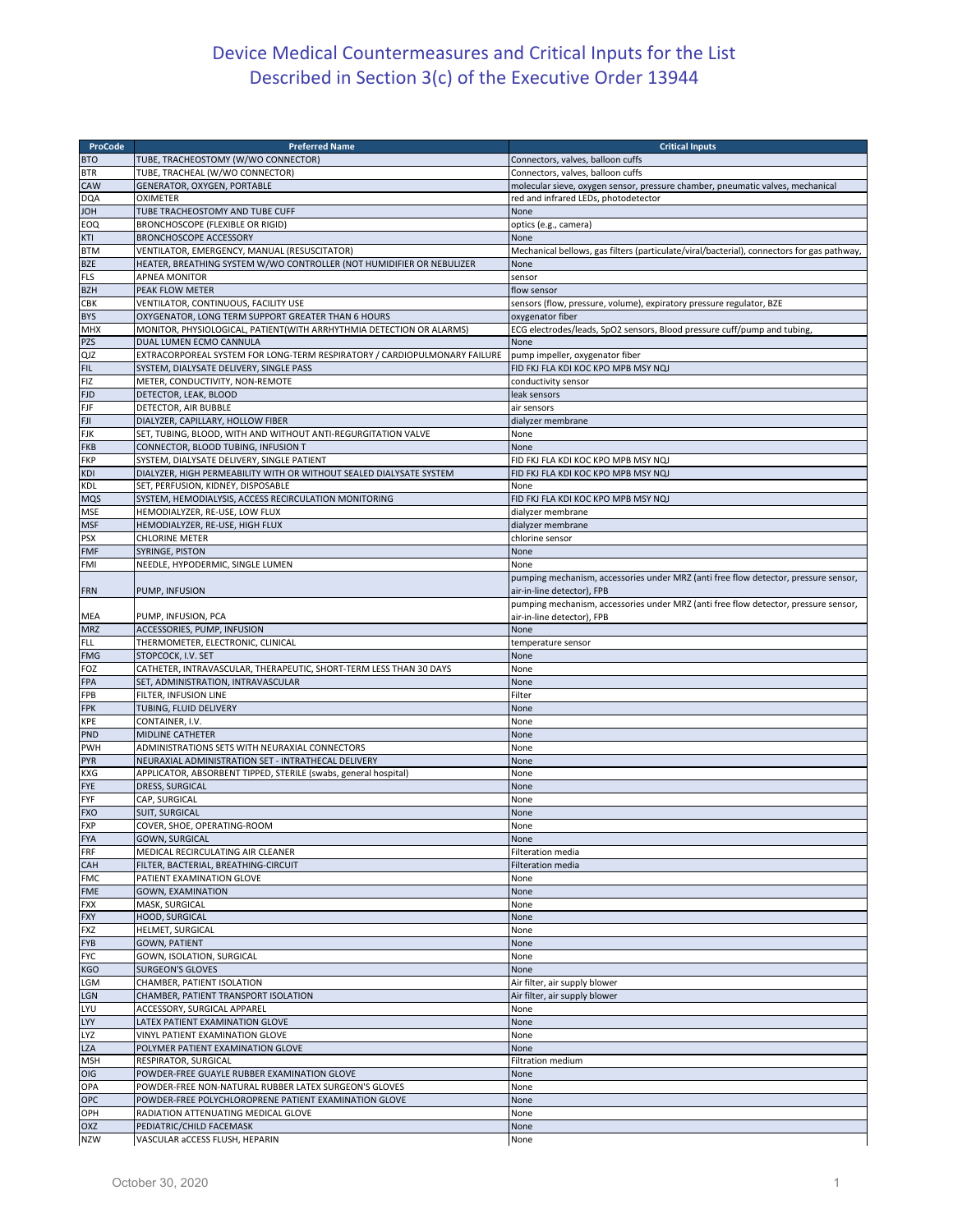# Device Medical Countermeasures and Critical Inputs for the List Described in Section 3(c) of the Executive Order 13944

| ProCode | Preferred Name | Critical Inputs |
|---|---|---|
| BTO | TUBE, TRACHEOSTOMY (W/WO CONNECTOR) | Connectors, valves, balloon cuffs |
| BTR | TUBE, TRACHEAL (W/WO CONNECTOR) | Connectors, valves, balloon cuffs |
| CAW | GENERATOR, OXYGEN, PORTABLE | molecular sieve, oxygen sensor, pressure chamber, pneumatic valves, mechanical |
| DQA | OXIMETER | red and infrared LEDs, photodetector |
| JOH | TUBE TRACHEOSTOMY AND TUBE CUFF | None |
| EOQ | BRONCHOSCOPE (FLEXIBLE OR RIGID) | optics (e.g., camera) |
| KTI | BRONCHOSCOPE ACCESSORY | None |
| BTM | VENTILATOR, EMERGENCY, MANUAL (RESUSCITATOR) | Mechanical bellows, gas filters (particulate/viral/bacterial), connectors for gas pathway, |
| BZE | HEATER, BREATHING SYSTEM W/WO CONTROLLER (NOT HUMIDIFIER OR NEBULIZER | None |
| FLS | APNEA MONITOR | sensor |
| BZH | PEAK FLOW METER | flow sensor |
| CBK | VENTILATOR, CONTINUOUS, FACILITY USE | sensors (flow, pressure, volume), expiratory pressure regulator, BZE |
| BYS | OXYGENATOR, LONG TERM SUPPORT GREATER THAN 6 HOURS | oxygenator fiber |
| MHX | MONITOR, PHYSIOLOGICAL, PATIENT(WITH ARRHYTHMIA DETECTION OR ALARMS) | ECG electrodes/leads, SpO2 sensors, Blood pressure cuff/pump and tubing, |
| PZS | DUAL LUMEN ECMO CANNULA | None |
| QJZ | EXTRACORPOREAL SYSTEM FOR LONG-TERM RESPIRATORY / CARDIOPULMONARY FAILURE | pump impeller, oxygenator fiber |
| FIL | SYSTEM, DIALYSATE DELIVERY, SINGLE PASS | FID FKJ FLA KDI KOC KPO MPB MSY NQJ |
| FIZ | METER, CONDUCTIVITY, NON-REMOTE | conductivity sensor |
| FJD | DETECTOR, LEAK, BLOOD | leak sensors |
| FJF | DETECTOR, AIR BUBBLE | air sensors |
| FJI | DIALYZER, CAPILLARY, HOLLOW FIBER | dialyzer membrane |
| FJK | SET, TUBING, BLOOD, WITH AND WITHOUT ANTI-REGURGITATION VALVE | None |
| FKB | CONNECTOR, BLOOD TUBING, INFUSION T | None |
| FKP | SYSTEM, DIALYSATE DELIVERY, SINGLE PATIENT | FID FKJ FLA KDI KOC KPO MPB MSY NQJ |
| KDI | DIALYZER, HIGH PERMEABILITY WITH OR WITHOUT SEALED DIALYSATE SYSTEM | FID FKJ FLA KDI KOC KPO MPB MSY NQJ |
| KDL | SET, PERFUSION, KIDNEY, DISPOSABLE | None |
| MQS | SYSTEM, HEMODIALYSIS, ACCESS RECIRCULATION MONITORING | FID FKJ FLA KDI KOC KPO MPB MSY NQJ |
| MSE | HEMODIALYZER, RE-USE, LOW FLUX | dialyzer membrane |
| MSF | HEMODIALYZER, RE-USE, HIGH FLUX | dialyzer membrane |
| PSX | CHLORINE METER | chlorine sensor |
| FMF | SYRINGE, PISTON | None |
| FMI | NEEDLE, HYPODERMIC, SINGLE LUMEN | None |
| FRN | PUMP, INFUSION | pumping mechanism, accessories under MRZ (anti free flow detector, pressure sensor, air-in-line detector), FPB |
| MEA | PUMP, INFUSION, PCA | pumping mechanism, accessories under MRZ (anti free flow detector, pressure sensor, air-in-line detector), FPB |
| MRZ | ACCESSORIES, PUMP, INFUSION | None |
| FLL | THERMOMETER, ELECTRONIC, CLINICAL | temperature sensor |
| FMG | STOPCOCK, I.V. SET | None |
| FOZ | CATHETER, INTRAVASCULAR, THERAPEUTIC, SHORT-TERM LESS THAN 30 DAYS | None |
| FPA | SET, ADMINISTRATION, INTRAVASCULAR | None |
| FPB | FILTER, INFUSION LINE | Filter |
| FPK | TUBING, FLUID DELIVERY | None |
| KPE | CONTAINER, I.V. | None |
| PND | MIDLINE CATHETER | None |
| PWH | ADMINISTRATIONS SETS WITH NEURAXIAL CONNECTORS | None |
| PYR | NEURAXIAL ADMINISTRATION SET - INTRATHECAL DELIVERY | None |
| KXG | APPLICATOR, ABSORBENT TIPPED, STERILE (swabs, general hospital) | None |
| FYE | DRESS, SURGICAL | None |
| FYF | CAP, SURGICAL | None |
| FXO | SUIT, SURGICAL | None |
| FXP | COVER, SHOE, OPERATING-ROOM | None |
| FYA | GOWN, SURGICAL | None |
| FRF | MEDICAL RECIRCULATING AIR CLEANER | Filteration media |
| CAH | FILTER, BACTERIAL, BREATHING-CIRCUIT | Filteration media |
| FMC | PATIENT EXAMINATION GLOVE | None |
| FME | GOWN, EXAMINATION | None |
| FXX | MASK, SURGICAL | None |
| FXY | HOOD, SURGICAL | None |
| FXZ | HELMET, SURGICAL | None |
| FYB | GOWN, PATIENT | None |
| FYC | GOWN, ISOLATION, SURGICAL | None |
| KGO | SURGEON'S GLOVES | None |
| LGM | CHAMBER, PATIENT ISOLATION | Air filter, air supply blower |
| LGN | CHAMBER, PATIENT TRANSPORT ISOLATION | Air filter, air supply blower |
| LYU | ACCESSORY, SURGICAL APPAREL | None |
| LYY | LATEX PATIENT EXAMINATION GLOVE | None |
| LYZ | VINYL PATIENT EXAMINATION GLOVE | None |
| LZA | POLYMER PATIENT EXAMINATION GLOVE | None |
| MSH | RESPIRATOR, SURGICAL | Filtration medium |
| OIG | POWDER-FREE GUAYLE RUBBER EXAMINATION GLOVE | None |
| OPA | POWDER-FREE NON-NATURAL RUBBER LATEX SURGEON'S GLOVES | None |
| OPC | POWDER-FREE POLYCHLOROPRENE PATIENT EXAMINATION GLOVE | None |
| OPH | RADIATION ATTENUATING MEDICAL GLOVE | None |
| OXZ | PEDIATRIC/CHILD FACEMASK | None |
| NZW | VASCULAR aCCESS FLUSH, HEPARIN | None |

October 30, 2020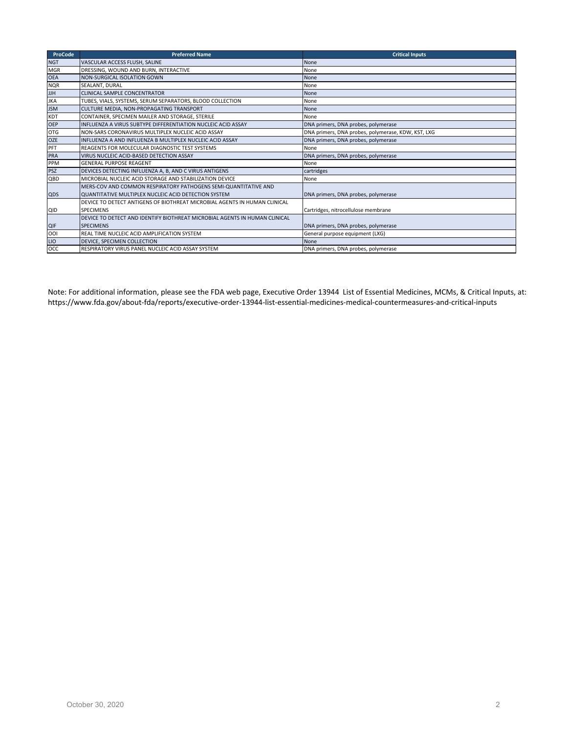| ProCode | Preferred Name | Critical Inputs |
| --- | --- | --- |
| NGT | VASCULAR ACCESS FLUSH, SALINE | None |
| MGR | DRESSING, WOUND AND BURN, INTERACTIVE | None |
| OEA | NON-SURGICAL ISOLATION GOWN | None |
| NQR | SEALANT, DURAL | None |
| JJH | CLINICAL SAMPLE CONCENTRATOR | None |
| JKA | TUBES, VIALS, SYSTEMS, SERUM SEPARATORS, BLOOD COLLECTION | None |
| JSM | CULTURE MEDIA, NON-PROPAGATING TRANSPORT | None |
| KDT | CONTAINER, SPECIMEN MAILER AND STORAGE, STERILE | None |
| OEP | INFLUENZA A VIRUS SUBTYPE DIFFERENTIATION NUCLEIC ACID ASSAY | DNA primers, DNA probes, polymerase |
| OTG | NON-SARS CORONAVIRUS MULTIPLEX NUCLEIC ACID ASSAY | DNA primers, DNA probes, polymerase, KDW, KST, LXG |
| OZE | INFLUENZA A AND INFLUENZA B MULTIPLEX NUCLEIC ACID ASSAY | DNA primers, DNA probes, polymerase |
| PFT | REAGENTS FOR MOLECULAR DIAGNOSTIC TEST SYSTEMS | None |
| PRA | VIRUS NUCLEIC ACID-BASED DETECTION ASSAY | DNA primers, DNA probes, polymerase |
| PPM | GENERAL PURPOSE REAGENT | None |
| PSZ | DEVICES DETECTING INFLUENZA A, B, AND C VIRUS ANTIGENS | cartridges |
| QBD | MICROBIAL NUCLEIC ACID STORAGE AND STABILIZATION DEVICE | None |
| QDS | MERS-COV AND COMMON RESPIRATORY PATHOGENS SEMI-QUANTITATIVE AND QUANTITATIVE MULTIPLEX NUCLEIC ACID DETECTION SYSTEM | DNA primers, DNA probes, polymerase |
| QID | DEVICE TO DETECT ANTIGENS OF BIOTHREAT MICROBIAL AGENTS IN HUMAN CLINICAL SPECIMENS | Cartridges, nitrocellulose membrane |
| QIF | DEVICE TO DETECT AND IDENTIFY BIOTHREAT MICROBIAL AGENTS IN HUMAN CLINICAL SPECIMENS | DNA primers, DNA probes, polymerase |
| OOI | REAL TIME NUCLEIC ACID AMPLIFICATION SYSTEM | General purpose equipment (LXG) |
| LIO | DEVICE, SPECIMEN COLLECTION | None |
| OCC | RESPIRATORY VIRUS PANEL NUCLEIC ACID ASSAY SYSTEM | DNA primers, DNA probes, polymerase |

Note: For additional information, please see the FDA web page, Executive Order 13944 List of Essential Medicines, MCMs, & Critical Inputs, at: https://www.fda.gov/about-fda/reports/executive-order-13944-list-essential-medicines-medical-countermeasures-and-critical-inputs

October 30, 2020